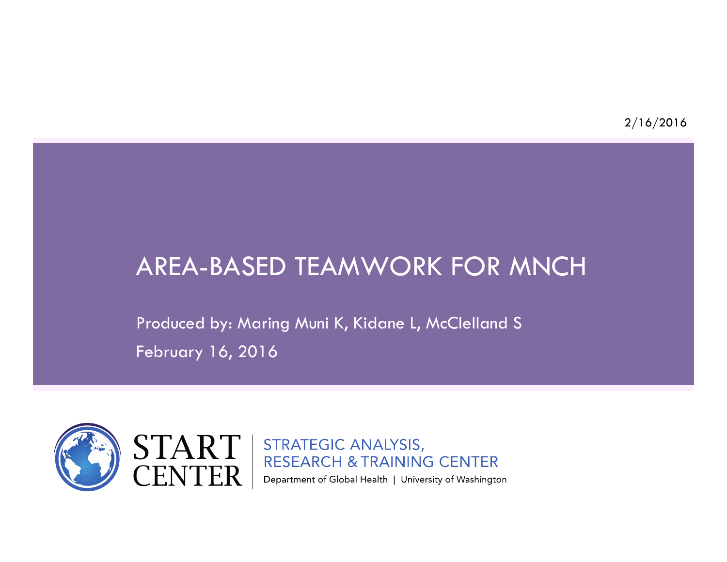2/16/2016

# AREA-BASED TEAMWORK FOR MNCH

Produced by: Maring Muni K, Kidane L, McClelland S

February 16, 2016

START CENTER | STRATEGIC ANALYSIS, RESEARCH & TRAINING CENTER

Department of Global Health | University of Washington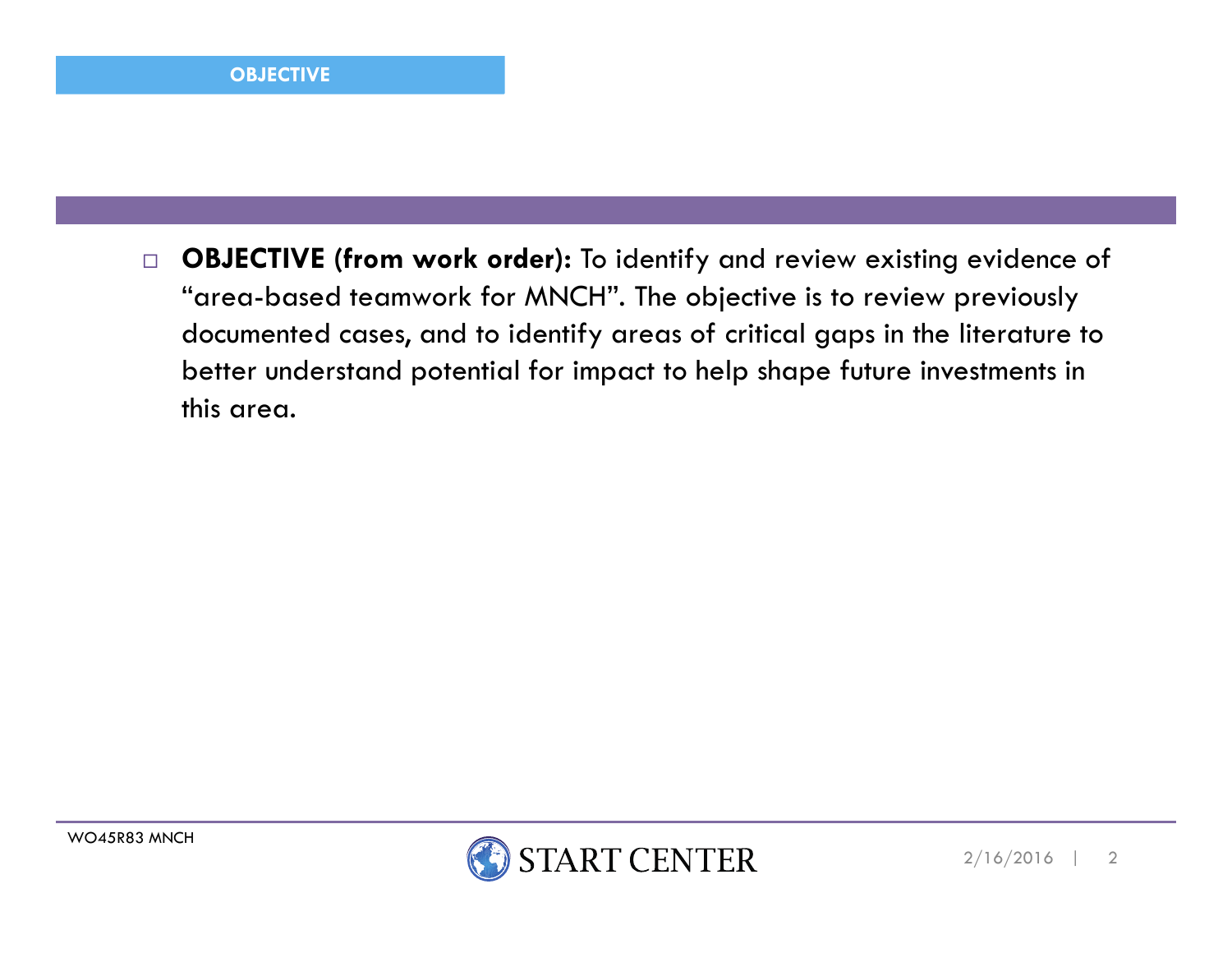## OBJECTIVE

- **OBJECTIVE (from work order):** To identify and review existing evidence of "area-based teamwork for MNCH". The objective is to review previously documented cases, and to identify areas of critical gaps in the literature to better understand potential for impact to help shape future investments in this area.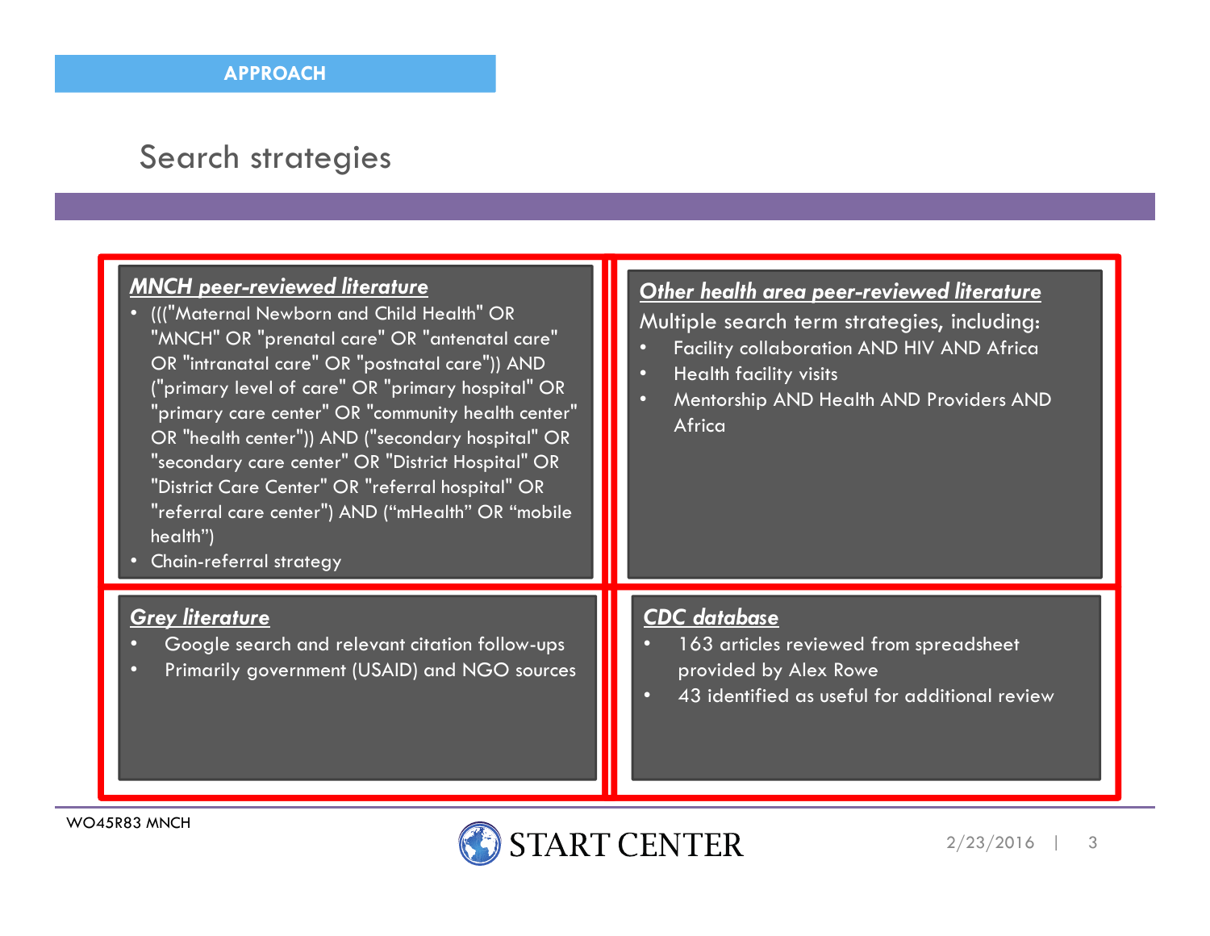APPROACH

# Search strategies

### *MNCH peer-reviewed literature*

- ((("Maternal Newborn and Child Health" OR "MNCH" OR "prenatal care" OR "antenatal care" OR "intranatal care" OR "postnatal care")) AND ("primary level of care" OR "primary hospital" OR "primary care center" OR "community health center" OR "health center")) AND ("secondary hospital" OR "secondary care center" OR "District Hospital" OR "District Care Center" OR "referral hospital" OR "referral care center") AND ("mHealth" OR "mobile health")
- Chain-referral strategy

### *Other health area peer-reviewed literature*

Multiple search term strategies, including:

- Facility collaboration AND HIV AND Africa
- Health facility visits
- Mentorship AND Health AND Providers AND Africa

### *Grey literature*

- Google search and relevant citation follow-ups
- Primarily government (USAID) and NGO sources

### *CDC database*

- 163 articles reviewed from spreadsheet provided by Alex Rowe
- 43 identified as useful for additional review

WO45R83 MNCH

START CENTER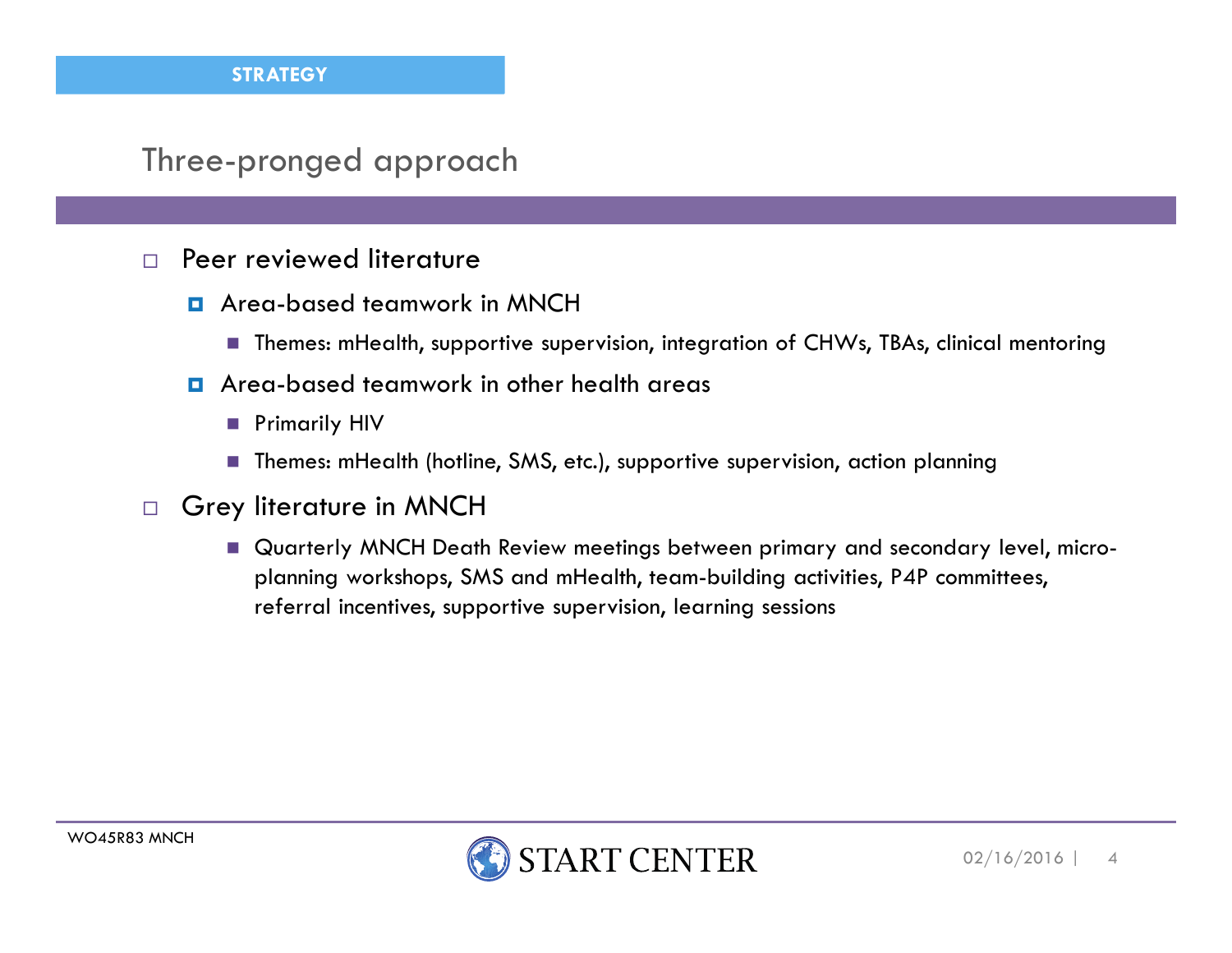STRATEGY

## Three-pronged approach

- Peer reviewed literature
  - Area-based teamwork in MNCH
    - Themes: mHealth, supportive supervision, integration of CHWs, TBAs, clinical mentoring
  - Area-based teamwork in other health areas
    - Primarily HIV
    - Themes: mHealth (hotline, SMS, etc.), supportive supervision, action planning
- Grey literature in MNCH
    - Quarterly MNCH Death Review meetings between primary and secondary level, micro-planning workshops, SMS and mHealth, team-building activities, P4P committees, referral incentives, supportive supervision, learning sessions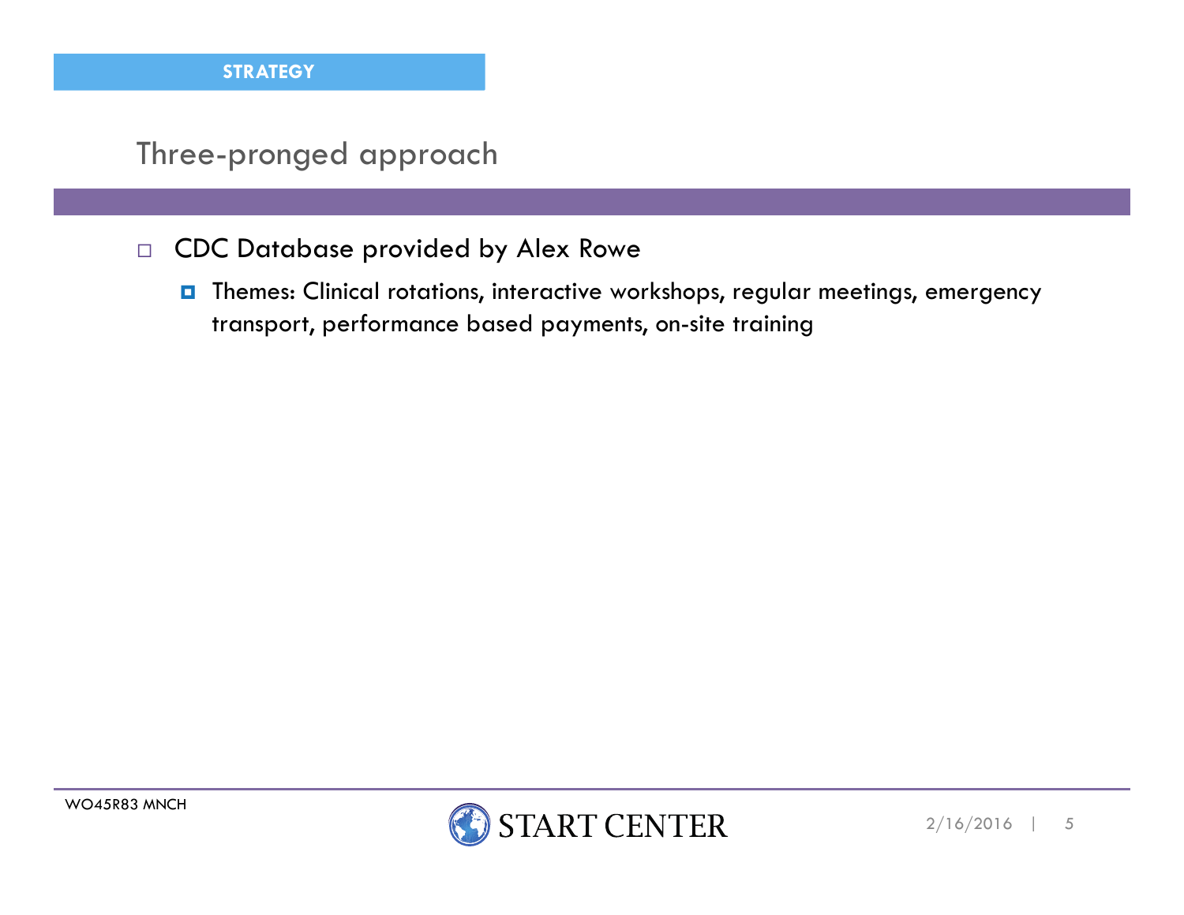STRATEGY

## Three-pronged approach

- CDC Database provided by Alex Rowe
  - Themes: Clinical rotations, interactive workshops, regular meetings, emergency transport, performance based payments, on-site training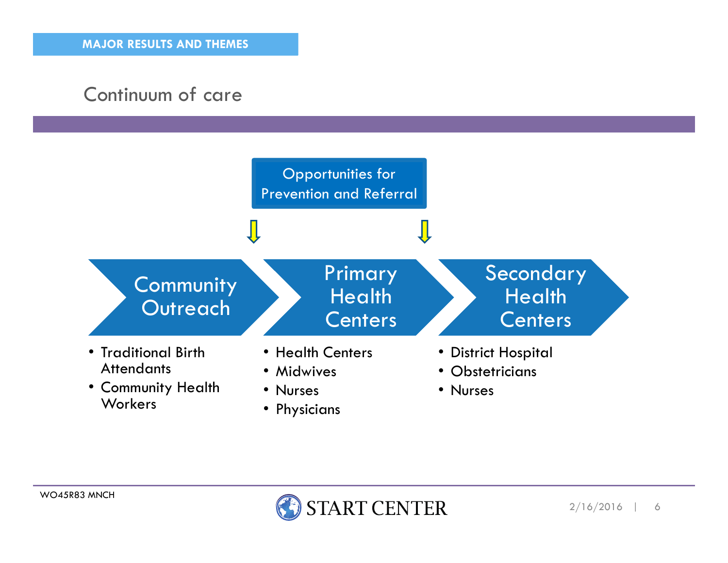MAJOR RESULTS AND THEMES

# Continuum of care

Opportunities for Prevention and Referral

## Community Outreach

- Traditional Birth Attendants
- Community Health Workers

## Primary Health Centers

- Health Centers
- Midwives
- Nurses
- Physicians

## Secondary Health Centers

- District Hospital
- Obstetricians
- Nurses

WO45R83 MNCH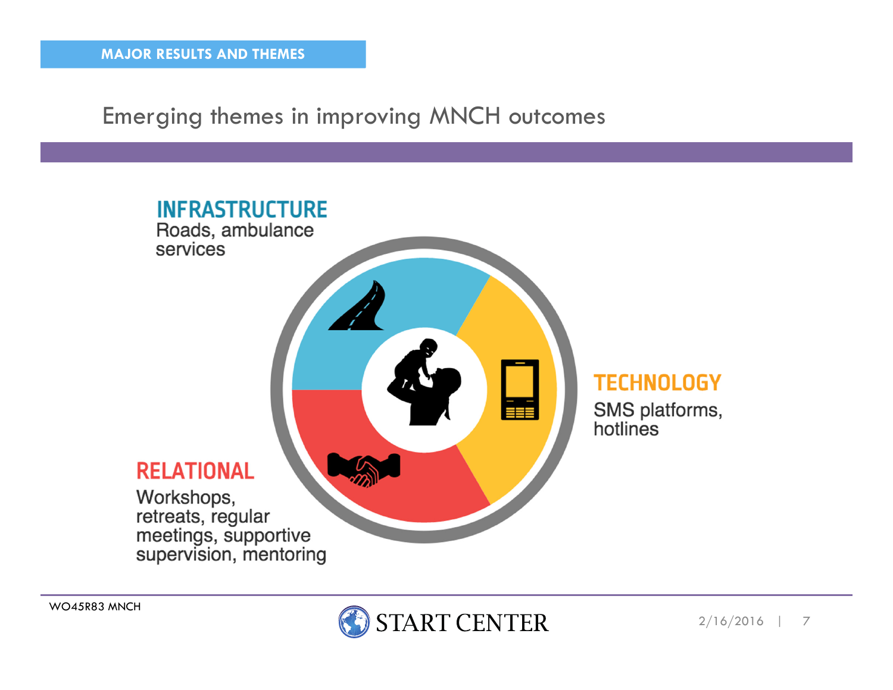MAJOR RESULTS AND THEMES

## Emerging themes in improving MNCH outcomes

**INFRASTRUCTURE**
Roads, ambulance services

**TECHNOLOGY**
SMS platforms, hotlines

**RELATIONAL**
Workshops, retreats, regular meetings, supportive supervision, mentoring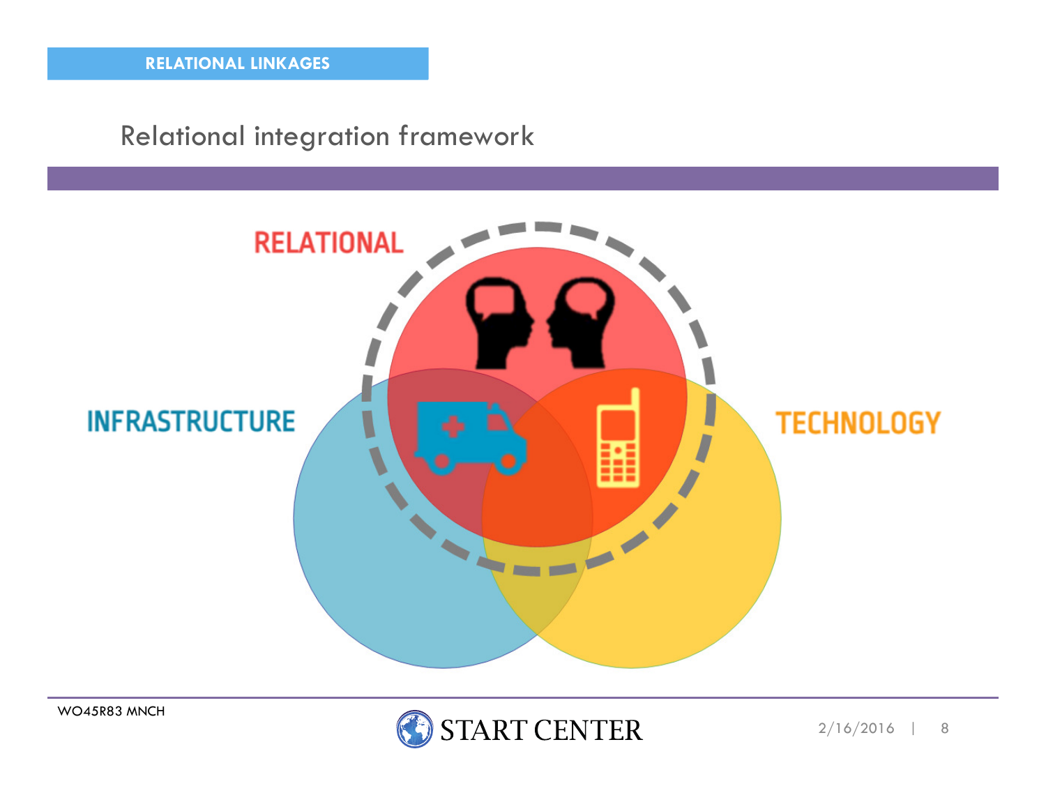RELATIONAL LINKAGES

# Relational integration framework

RELATIONAL

INFRASTRUCTURE

TECHNOLOGY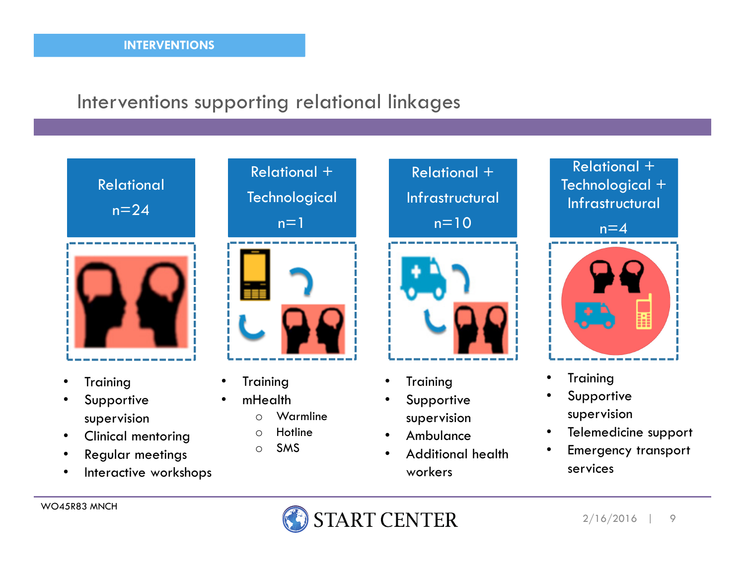INTERVENTIONS

# Interventions supporting relational linkages

## Relational n=24

- Training
- Supportive supervision
- Clinical mentoring
- Regular meetings
- Interactive workshops

## Relational + Technological n=1

- Training
- mHealth
  - Warmline
  - Hotline
  - SMS

## Relational + Infrastructural n=10

- Training
- Supportive supervision
- Ambulance
- Additional health workers

## Relational + Technological + Infrastructural n=4

- Training
- Supportive supervision
- Telemedicine support
- Emergency transport services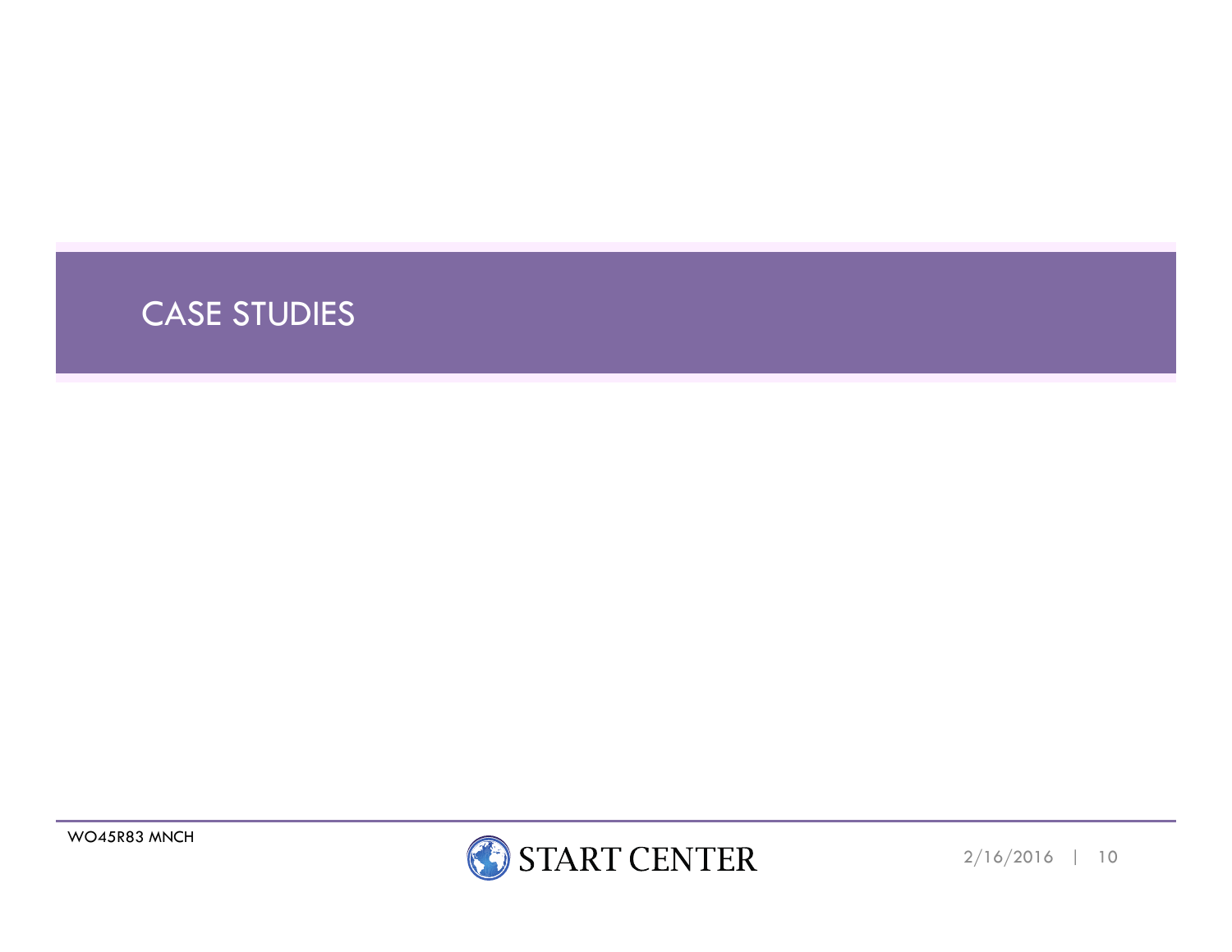# CASE STUDIES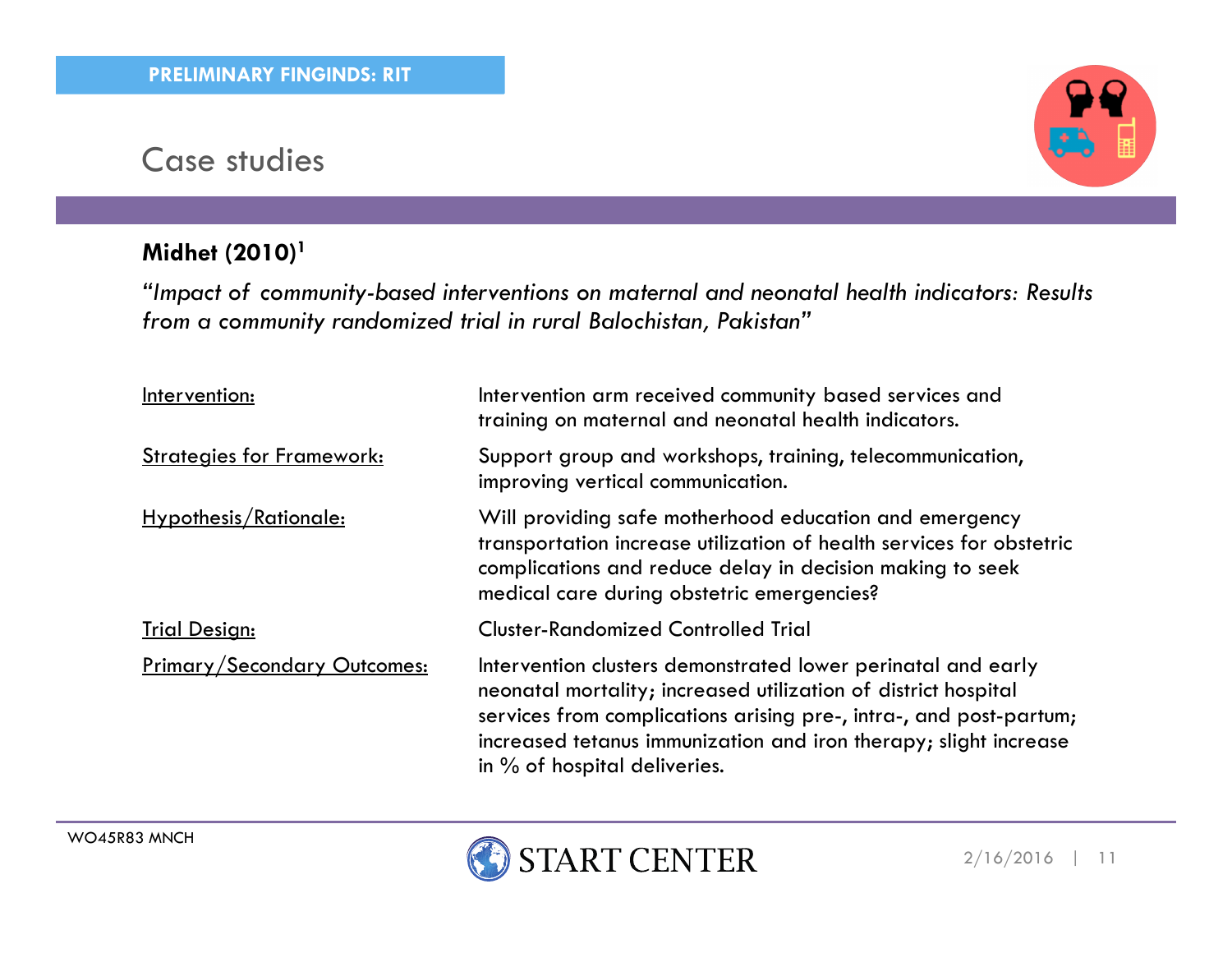PRELIMINARY FINGINDS: RIT

# Case studies

**Midhet (2010)[1]**

*"Impact of community-based interventions on maternal and neonatal health indicators: Results from a community randomized trial in rural Balochistan, Pakistan"*

| | |
|---|---|
| Intervention: | Intervention arm received community based services and training on maternal and neonatal health indicators. |
| Strategies for Framework: | Support group and workshops, training, telecommunication, improving vertical communication. |
| Hypothesis/Rationale: | Will providing safe motherhood education and emergency transportation increase utilization of health services for obstetric complications and reduce delay in decision making to seek medical care during obstetric emergencies? |
| Trial Design: | Cluster-Randomized Controlled Trial |
| Primary/Secondary Outcomes: | Intervention clusters demonstrated lower perinatal and early neonatal mortality; increased utilization of district hospital services from complications arising pre-, intra-, and post-partum; increased tetanus immunization and iron therapy; slight increase in % of hospital deliveries. |

WO45R83 MNCH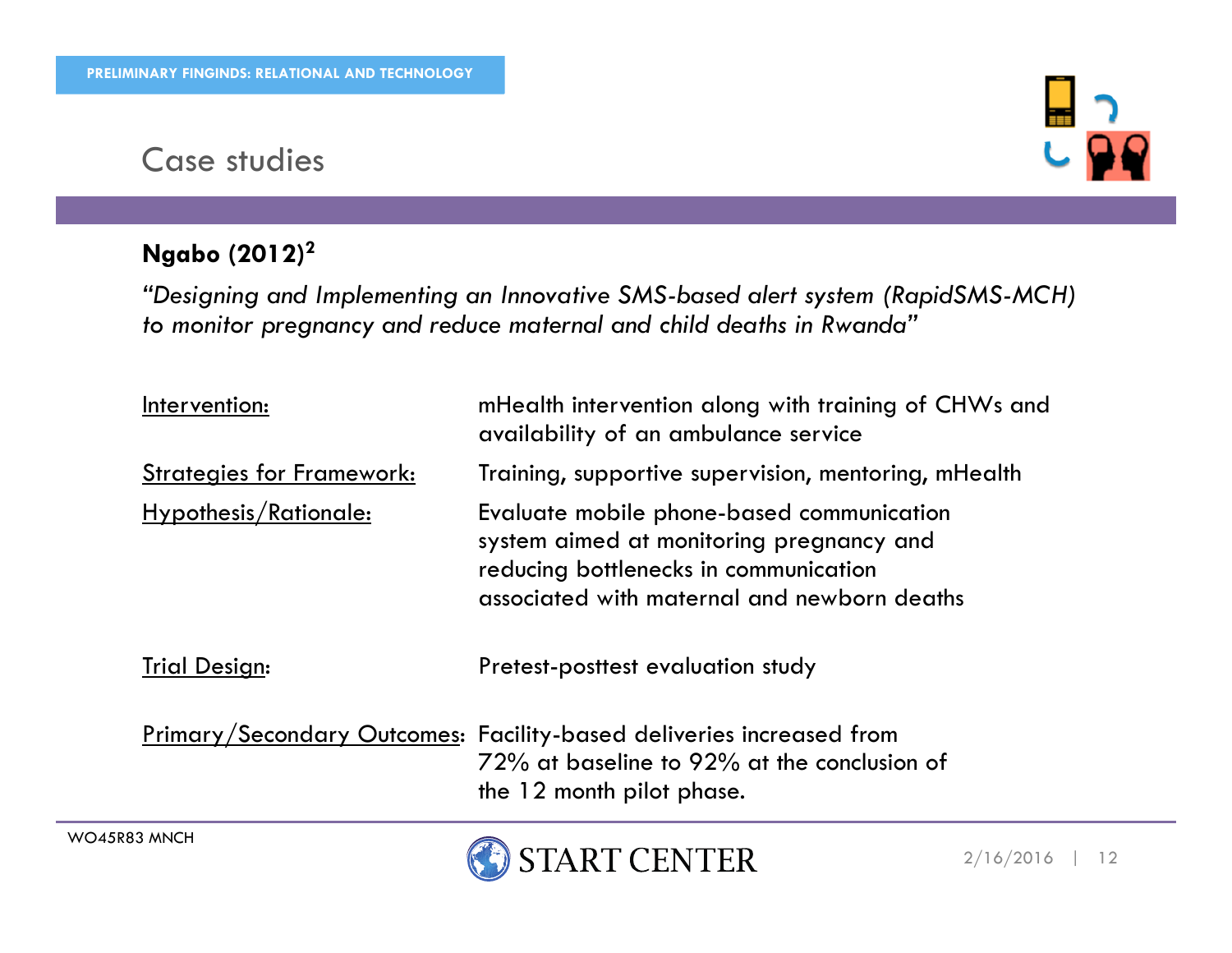PRELIMINARY FINGINDS: RELATIONAL AND TECHNOLOGY

# Case studies

**Ngabo (2012)[2]**

*"Designing and Implementing an Innovative SMS-based alert system (RapidSMS-MCH) to monitor pregnancy and reduce maternal and child deaths in Rwanda"*

| | |
|---|---|
| Intervention: | mHealth intervention along with training of CHWs and availability of an ambulance service |
| Strategies for Framework: | Training, supportive supervision, mentoring, mHealth |
| Hypothesis/Rationale: | Evaluate mobile phone-based communication system aimed at monitoring pregnancy and reducing bottlenecks in communication associated with maternal and newborn deaths |
| Trial Design: | Pretest-posttest evaluation study |
| Primary/Secondary Outcomes: | Facility-based deliveries increased from 72% at baseline to 92% at the conclusion of the 12 month pilot phase. |

WO45R83 MNCH

START CENTER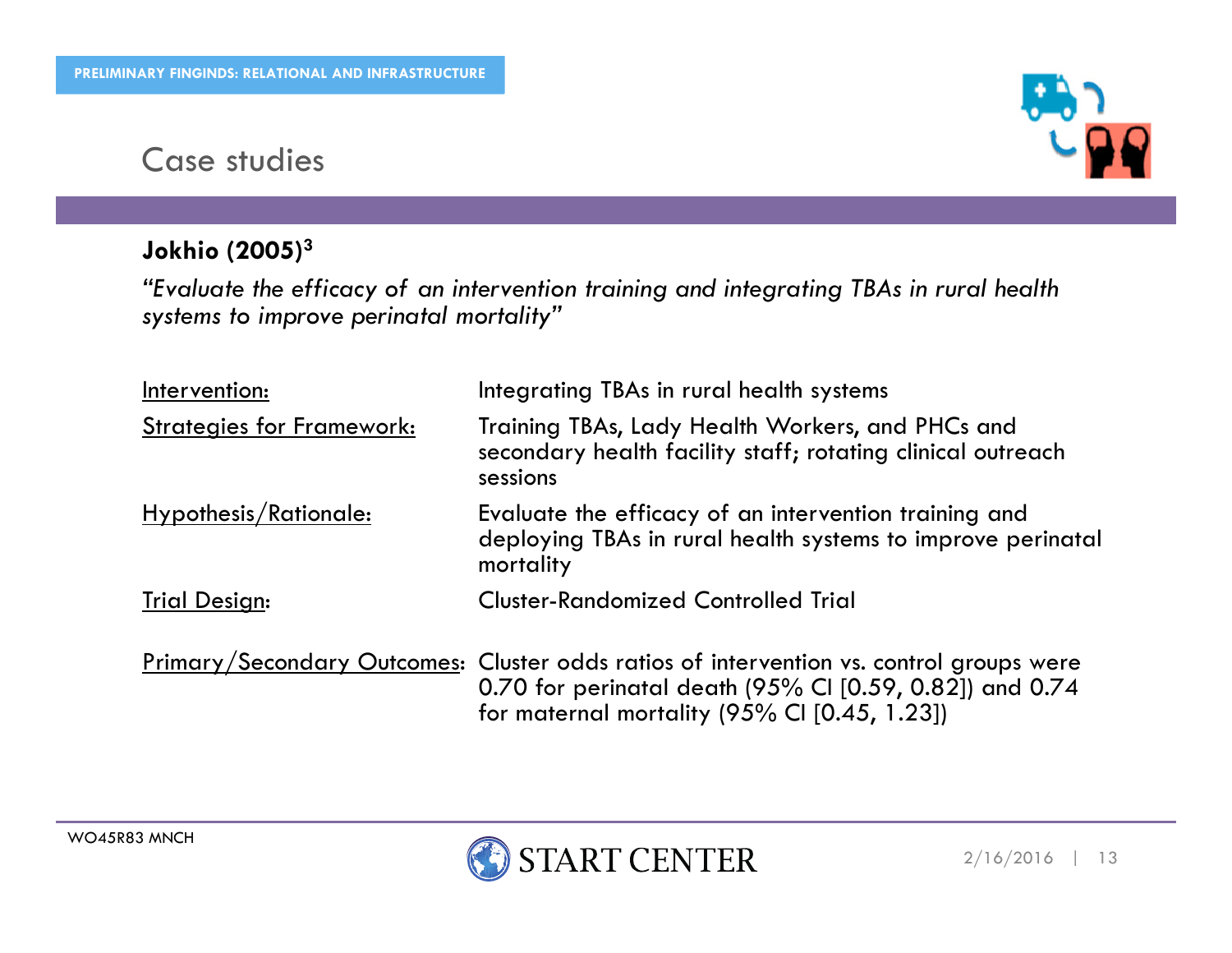PRELIMINARY FINGINDS: RELATIONAL AND INFRASTRUCTURE

# Case studies

**Jokhio (2005)[3]**

*"Evaluate the efficacy of an intervention training and integrating TBAs in rural health systems to improve perinatal mortality"*

| | |
|---|---|
| Intervention: | Integrating TBAs in rural health systems |
| Strategies for Framework: | Training TBAs, Lady Health Workers, and PHCs and secondary health facility staff; rotating clinical outreach sessions |
| Hypothesis/Rationale: | Evaluate the efficacy of an intervention training and deploying TBAs in rural health systems to improve perinatal mortality |
| Trial Design: | Cluster-Randomized Controlled Trial |
| Primary/Secondary Outcomes: | Cluster odds ratios of intervention vs. control groups were 0.70 for perinatal death (95% CI [0.59, 0.82]) and 0.74 for maternal mortality (95% CI [0.45, 1.23]) |

WO45R83 MNCH

START CENTER

2/16/2016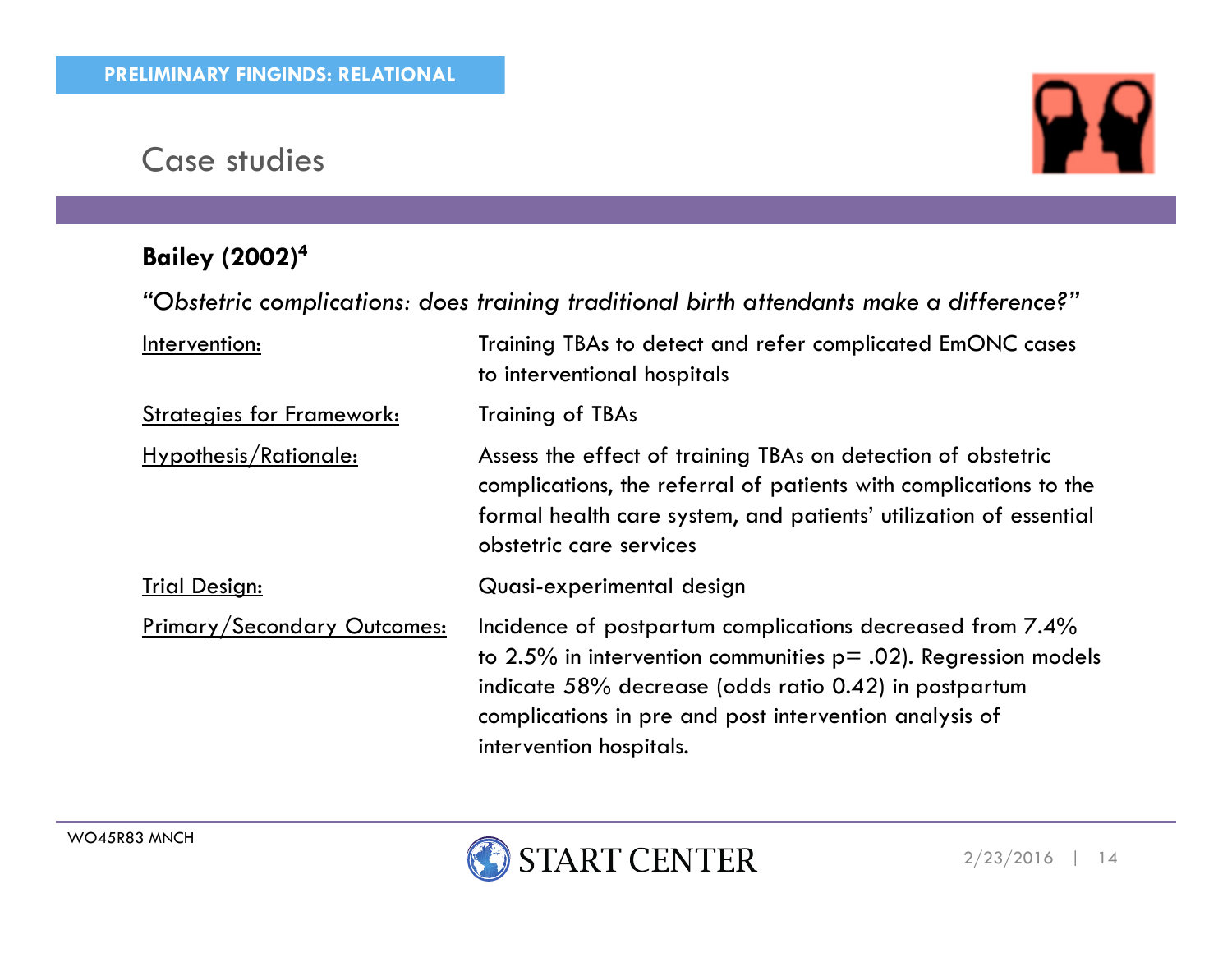PRELIMINARY FINGINDS: RELATIONAL

# Case studies

**Bailey (2002)[4]**

*"Obstetric complications: does training traditional birth attendants make a difference?"*

| | |
|---|---|
| Intervention: | Training TBAs to detect and refer complicated EmONC cases to interventional hospitals |
| Strategies for Framework: | Training of TBAs |
| Hypothesis/Rationale: | Assess the effect of training TBAs on detection of obstetric complications, the referral of patients with complications to the formal health care system, and patients' utilization of essential obstetric care services |
| Trial Design: | Quasi-experimental design |
| Primary/Secondary Outcomes: | Incidence of postpartum complications decreased from 7.4% to 2.5% in intervention communities p= .02). Regression models indicate 58% decrease (odds ratio 0.42) in postpartum complications in pre and post intervention analysis of intervention hospitals. |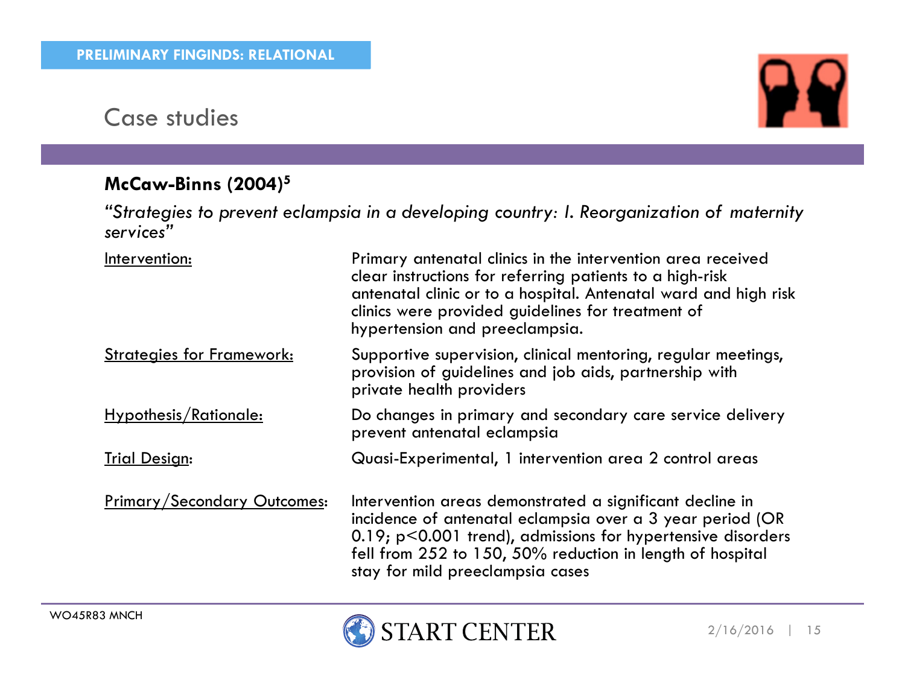PRELIMINARY FINGINDS: RELATIONAL

# Case studies

**McCaw-Binns (2004)[5]**

*"Strategies to prevent eclampsia in a developing country: I. Reorganization of maternity services"*

| | |
|---|---|
| Intervention: | Primary antenatal clinics in the intervention area received clear instructions for referring patients to a high-risk antenatal clinic or to a hospital. Antenatal ward and high risk clinics were provided guidelines for treatment of hypertension and preeclampsia. |
| Strategies for Framework: | Supportive supervision, clinical mentoring, regular meetings, provision of guidelines and job aids, partnership with private health providers |
| Hypothesis/Rationale: | Do changes in primary and secondary care service delivery prevent antenatal eclampsia |
| Trial Design: | Quasi-Experimental, 1 intervention area 2 control areas |
| Primary/Secondary Outcomes: | Intervention areas demonstrated a significant decline in incidence of antenatal eclampsia over a 3 year period (OR 0.19; $p<0.001$ trend), admissions for hypertensive disorders fell from 252 to 150, 50% reduction in length of hospital stay for mild preeclampsia cases |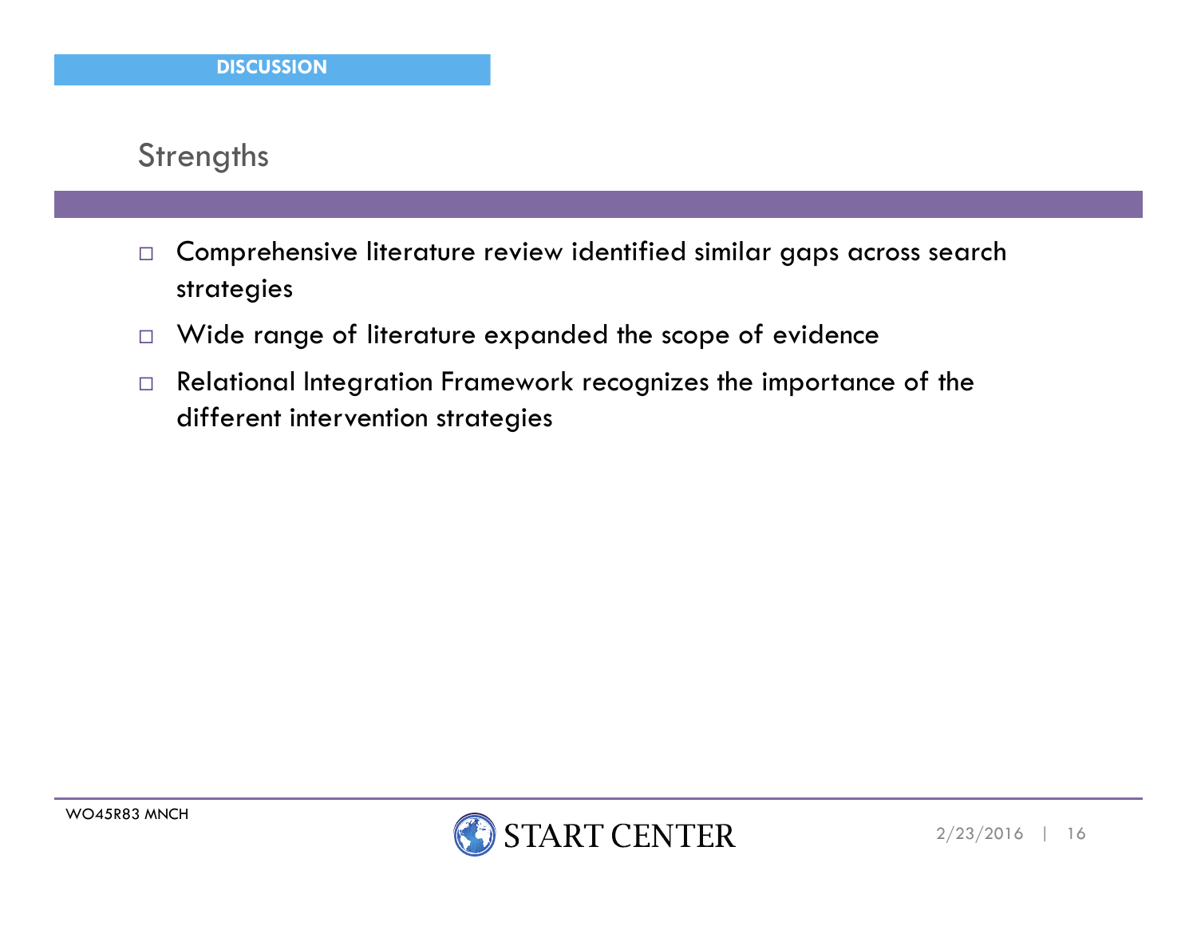DISCUSSION

## Strengths

- Comprehensive literature review identified similar gaps across search strategies
- Wide range of literature expanded the scope of evidence
- Relational Integration Framework recognizes the importance of the different intervention strategies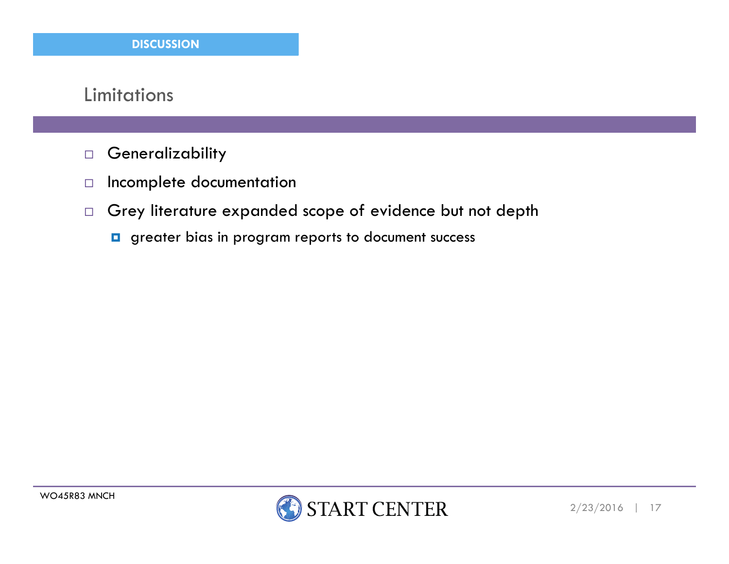DISCUSSION

## Limitations

- Generalizability
- Incomplete documentation
- Grey literature expanded scope of evidence but not depth
  - greater bias in program reports to document success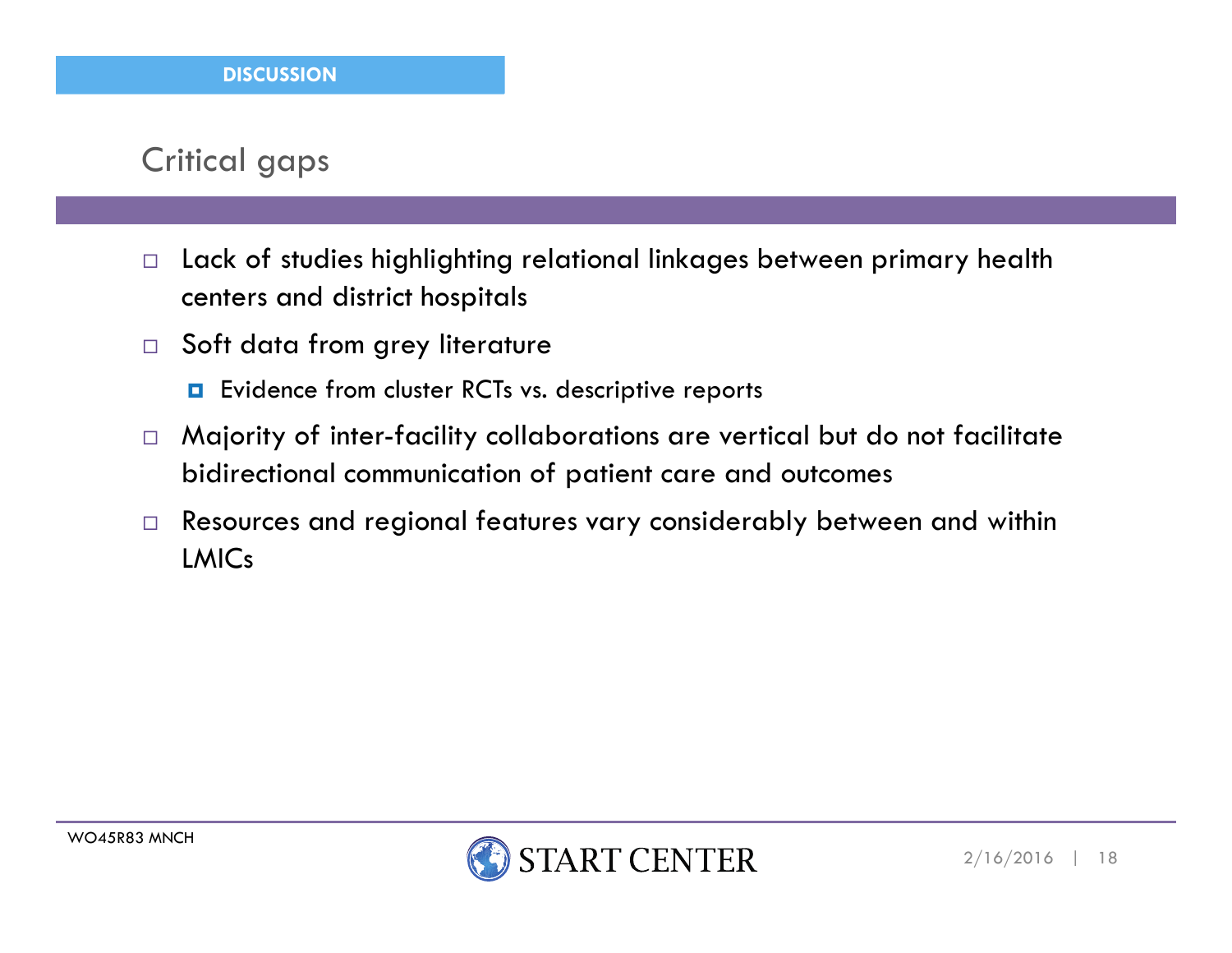**DISCUSSION**

## Critical gaps

- Lack of studies highlighting relational linkages between primary health centers and district hospitals
- Soft data from grey literature
  - Evidence from cluster RCTs vs. descriptive reports
- Majority of inter-facility collaborations are vertical but do not facilitate bidirectional communication of patient care and outcomes
- Resources and regional features vary considerably between and within LMICs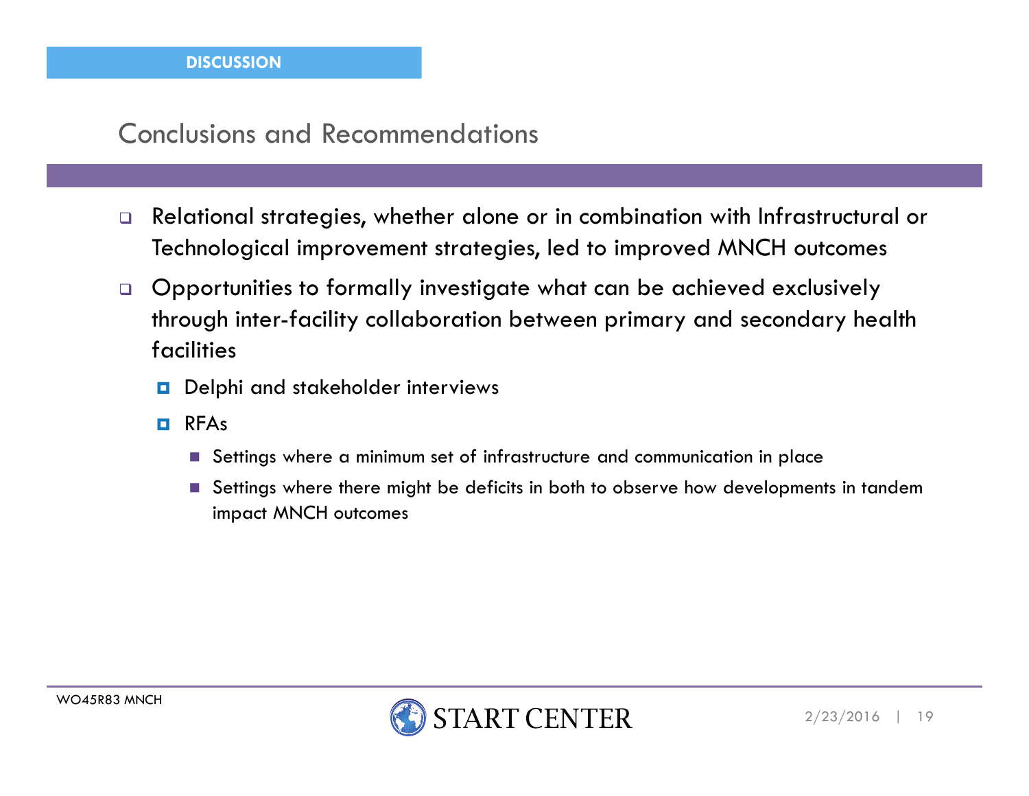DISCUSSION

## Conclusions and Recommendations

- Relational strategies, whether alone or in combination with Infrastructural or Technological improvement strategies, led to improved MNCH outcomes
- Opportunities to formally investigate what can be achieved exclusively through inter-facility collaboration between primary and secondary health facilities
  - Delphi and stakeholder interviews
  - RFAs
    - Settings where a minimum set of infrastructure and communication in place
    - Settings where there might be deficits in both to observe how developments in tandem impact MNCH outcomes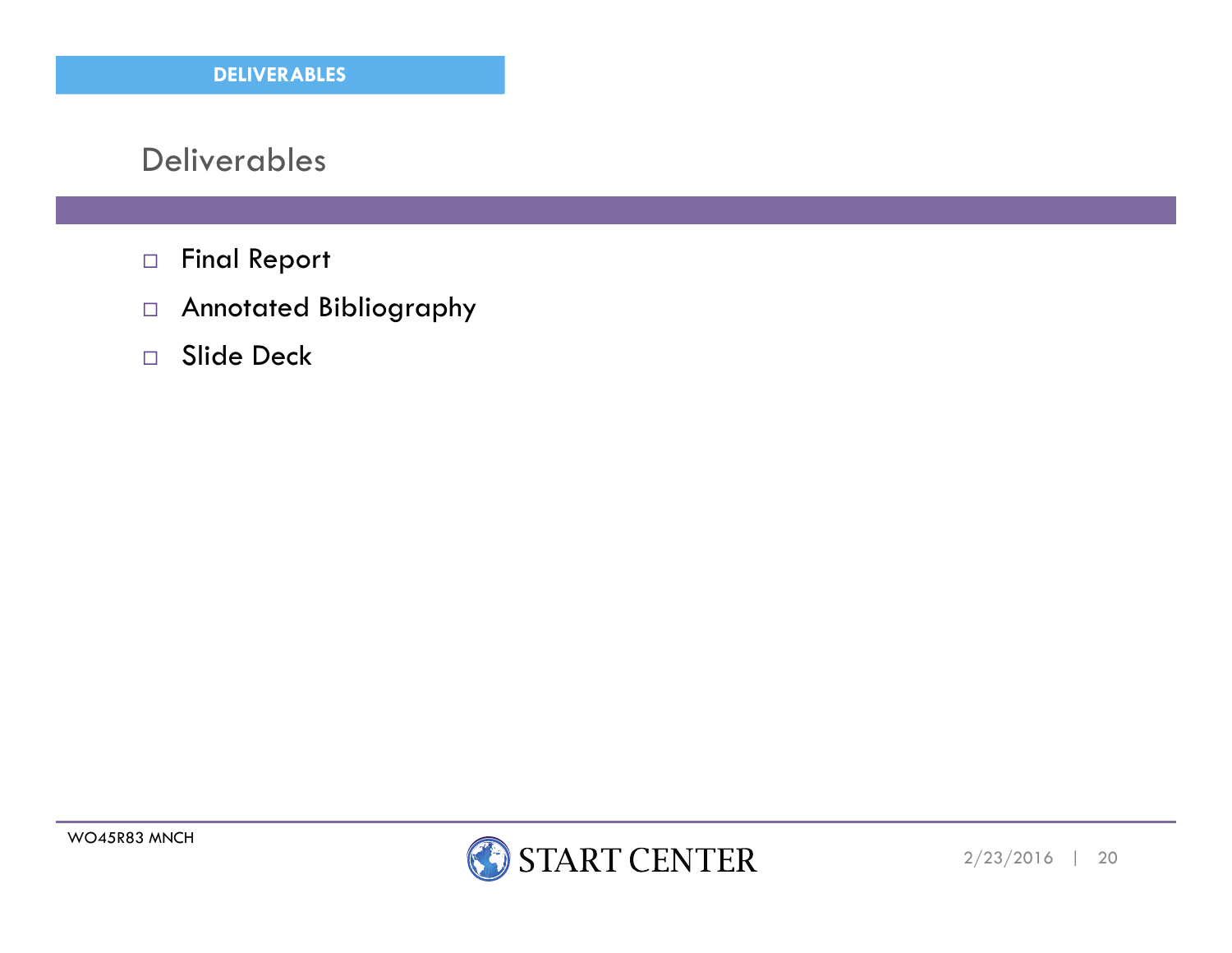DELIVERABLES

# Deliverables

- Final Report
- Annotated Bibliography
- Slide Deck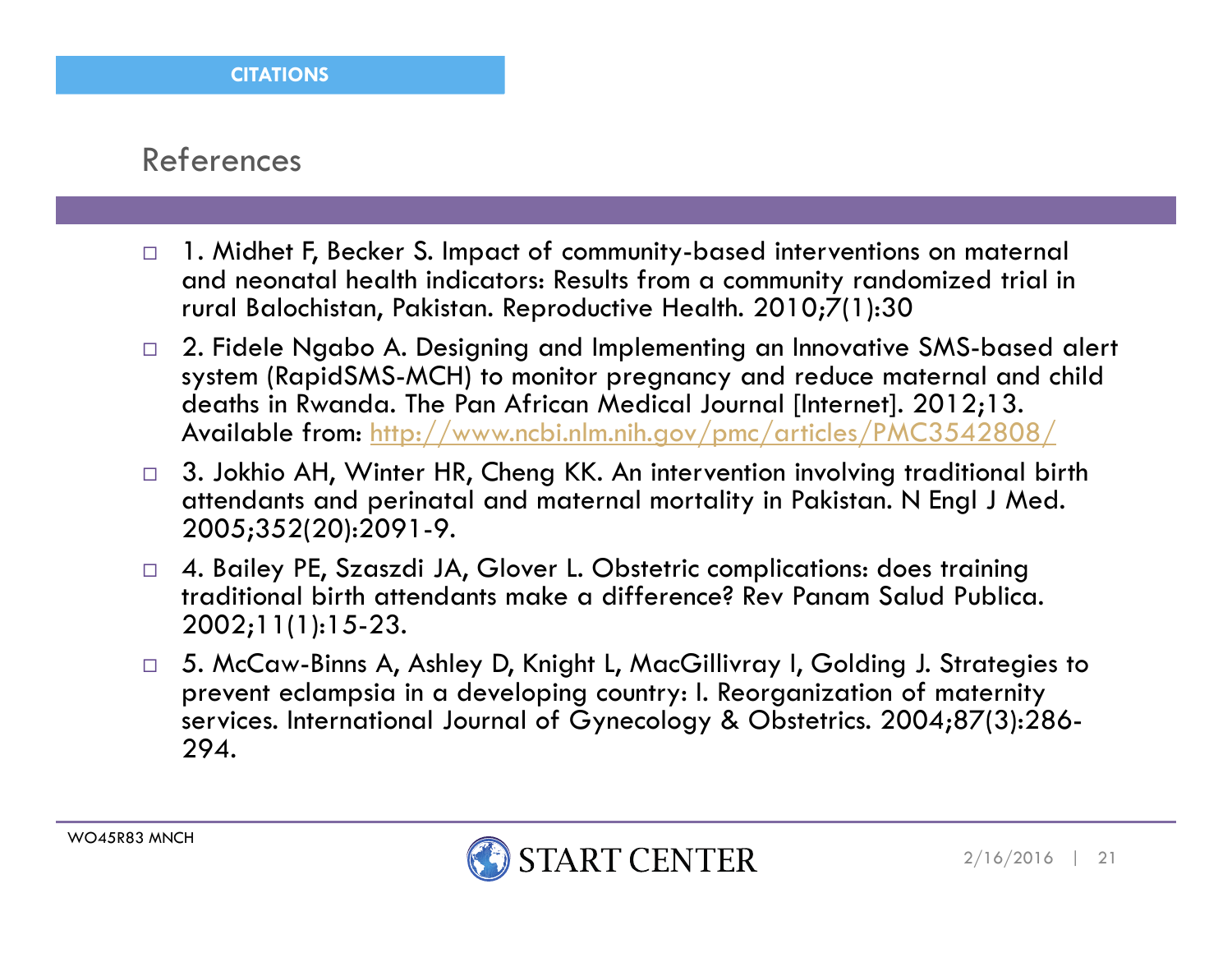CITATIONS

# References

- 1. Midhet F, Becker S. Impact of community-based interventions on maternal and neonatal health indicators: Results from a community randomized trial in rural Balochistan, Pakistan. Reproductive Health. 2010;7(1):30
- 2. Fidele Ngabo A. Designing and Implementing an Innovative SMS-based alert system (RapidSMS-MCH) to monitor pregnancy and reduce maternal and child deaths in Rwanda. The Pan African Medical Journal [Internet]. 2012;13. Available from: http://www.ncbi.nlm.nih.gov/pmc/articles/PMC3542808/
- 3. Jokhio AH, Winter HR, Cheng KK. An intervention involving traditional birth attendants and perinatal and maternal mortality in Pakistan. N Engl J Med. 2005;352(20):2091-9.
- 4. Bailey PE, Szaszdi JA, Glover L. Obstetric complications: does training traditional birth attendants make a difference? Rev Panam Salud Publica. 2002;11(1):15-23.
- 5. McCaw-Binns A, Ashley D, Knight L, MacGillivray I, Golding J. Strategies to prevent eclampsia in a developing country: I. Reorganization of maternity services. International Journal of Gynecology & Obstetrics. 2004;87(3):286-294.